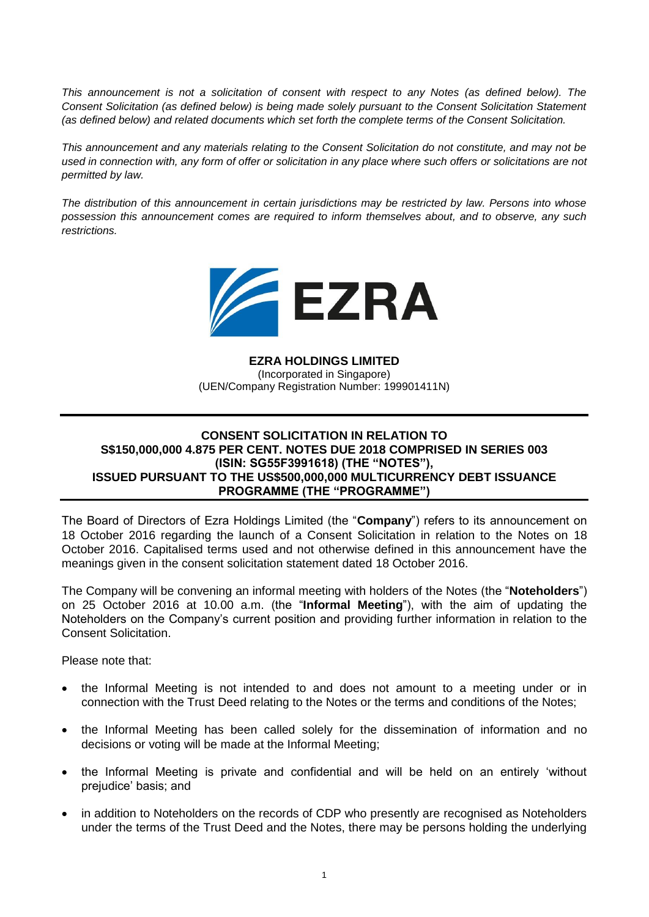*This announcement is not a solicitation of consent with respect to any Notes (as defined below). The Consent Solicitation (as defined below) is being made solely pursuant to the Consent Solicitation Statement (as defined below) and related documents which set forth the complete terms of the Consent Solicitation.*

*This announcement and any materials relating to the Consent Solicitation do not constitute, and may not be used in connection with, any form of offer or solicitation in any place where such offers or solicitations are not permitted by law.*

*The distribution of this announcement in certain jurisdictions may be restricted by law. Persons into whose possession this announcement comes are required to inform themselves about, and to observe, any such restrictions.*

EZRA

**EZRA HOLDINGS LIMITED**
(Incorporated in Singapore)
(UEN/Company Registration Number: 199901411N)

---

**CONSENT SOLICITATION IN RELATION TO S$150,000,000 4.875 PER CENT. NOTES DUE 2018 COMPRISED IN SERIES 003 (ISIN: SG55F3991618) (THE "NOTES"), ISSUED PURSUANT TO THE US$500,000,000 MULTICURRENCY DEBT ISSUANCE PROGRAMME (THE "PROGRAMME")**

---

The Board of Directors of Ezra Holdings Limited (the "**Company**") refers to its announcement on 18 October 2016 regarding the launch of a Consent Solicitation in relation to the Notes on 18 October 2016. Capitalised terms used and not otherwise defined in this announcement have the meanings given in the consent solicitation statement dated 18 October 2016.

The Company will be convening an informal meeting with holders of the Notes (the "**Noteholders**") on 25 October 2016 at 10.00 a.m. (the "**Informal Meeting**"), with the aim of updating the Noteholders on the Company's current position and providing further information in relation to the Consent Solicitation.

Please note that:

- the Informal Meeting is not intended to and does not amount to a meeting under or in connection with the Trust Deed relating to the Notes or the terms and conditions of the Notes;
- the Informal Meeting has been called solely for the dissemination of information and no decisions or voting will be made at the Informal Meeting;
- the Informal Meeting is private and confidential and will be held on an entirely 'without prejudice' basis; and
- in addition to Noteholders on the records of CDP who presently are recognised as Noteholders under the terms of the Trust Deed and the Notes, there may be persons holding the underlying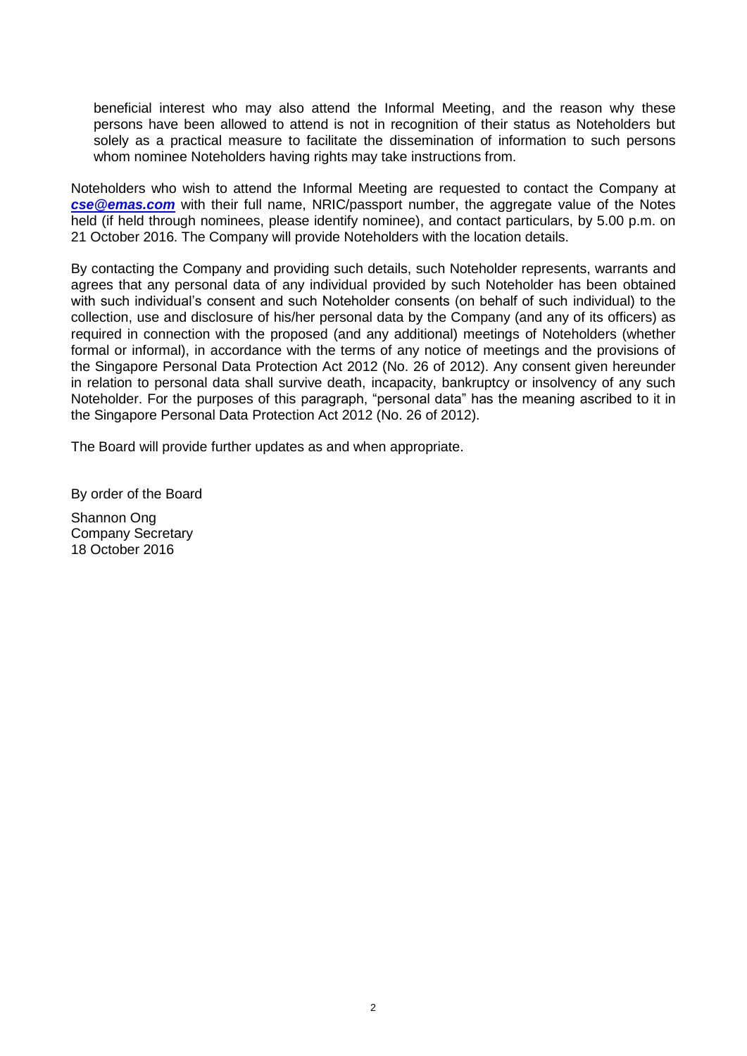beneficial interest who may also attend the Informal Meeting, and the reason why these persons have been allowed to attend is not in recognition of their status as Noteholders but solely as a practical measure to facilitate the dissemination of information to such persons whom nominee Noteholders having rights may take instructions from.

Noteholders who wish to attend the Informal Meeting are requested to contact the Company at ***cse@emas.com*** with their full name, NRIC/passport number, the aggregate value of the Notes held (if held through nominees, please identify nominee), and contact particulars, by 5.00 p.m. on 21 October 2016. The Company will provide Noteholders with the location details.

By contacting the Company and providing such details, such Noteholder represents, warrants and agrees that any personal data of any individual provided by such Noteholder has been obtained with such individual's consent and such Noteholder consents (on behalf of such individual) to the collection, use and disclosure of his/her personal data by the Company (and any of its officers) as required in connection with the proposed (and any additional) meetings of Noteholders (whether formal or informal), in accordance with the terms of any notice of meetings and the provisions of the Singapore Personal Data Protection Act 2012 (No. 26 of 2012). Any consent given hereunder in relation to personal data shall survive death, incapacity, bankruptcy or insolvency of any such Noteholder. For the purposes of this paragraph, "personal data" has the meaning ascribed to it in the Singapore Personal Data Protection Act 2012 (No. 26 of 2012).

The Board will provide further updates as and when appropriate.

By order of the Board

Shannon Ong
Company Secretary
18 October 2016